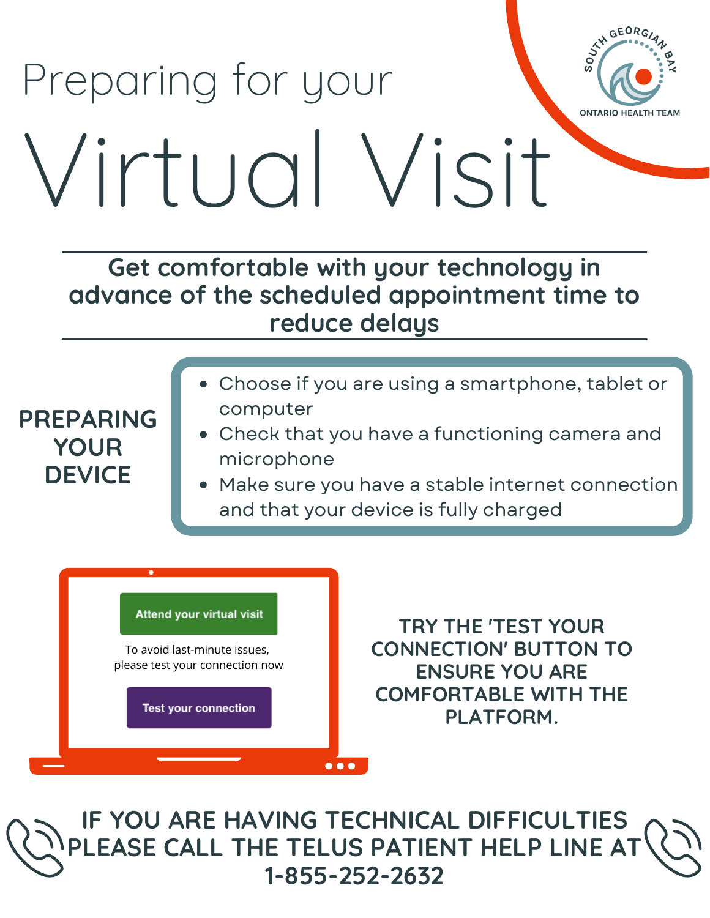SOUTH GEORGIAN BAY ONTARIO HEALTH TEAM

# Preparing for your Virtual Visit

**Get comfortable with your technology in advance of the scheduled appointment time to reduce delays**

## PREPARING YOUR DEVICE

- Choose if you are using a smartphone, tablet or computer
- Check that you have a functioning camera and microphone
- Make sure you have a stable internet connection and that your device is fully charged

Attend your virtual visit

To avoid last-minute issues, please test your connection now

Test your connection

**TRY THE 'TEST YOUR CONNECTION' BUTTON TO ENSURE YOU ARE COMFORTABLE WITH THE PLATFORM.**

**IF YOU ARE HAVING TECHNICAL DIFFICULTIES PLEASE CALL THE TELUS PATIENT HELP LINE AT 1-855-252-2632**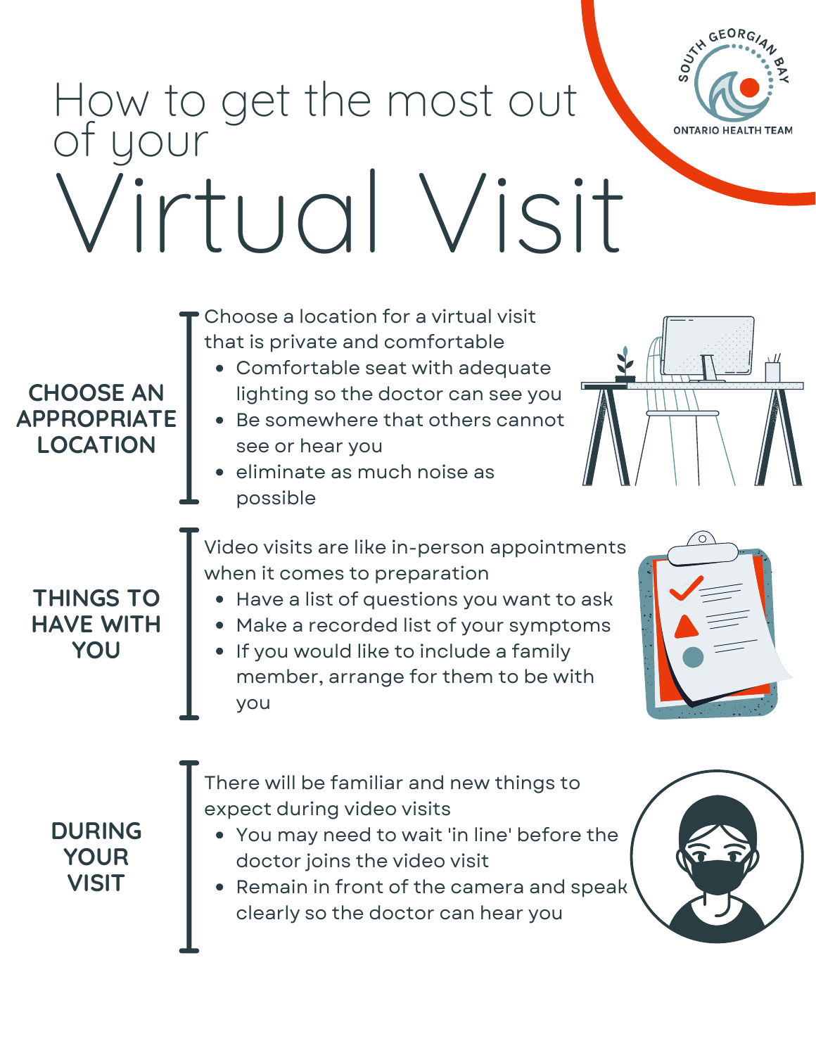# How to get the most out of your Virtual Visit

SOUTH GEORGIAN BAY ONTARIO HEALTH TEAM

## CHOOSE AN APPROPRIATE LOCATION

Choose a location for a virtual visit that is private and comfortable

- Comfortable seat with adequate lighting so the doctor can see you
- Be somewhere that others cannot see or hear you
- eliminate as much noise as possible

## THINGS TO HAVE WITH YOU

Video visits are like in-person appointments when it comes to preparation

- Have a list of questions you want to ask
- Make a recorded list of your symptoms
- If you would like to include a family member, arrange for them to be with you

## DURING YOUR VISIT

There will be familiar and new things to expect during video visits

- You may need to wait 'in line' before the doctor joins the video visit
- Remain in front of the camera and speak clearly so the doctor can hear you